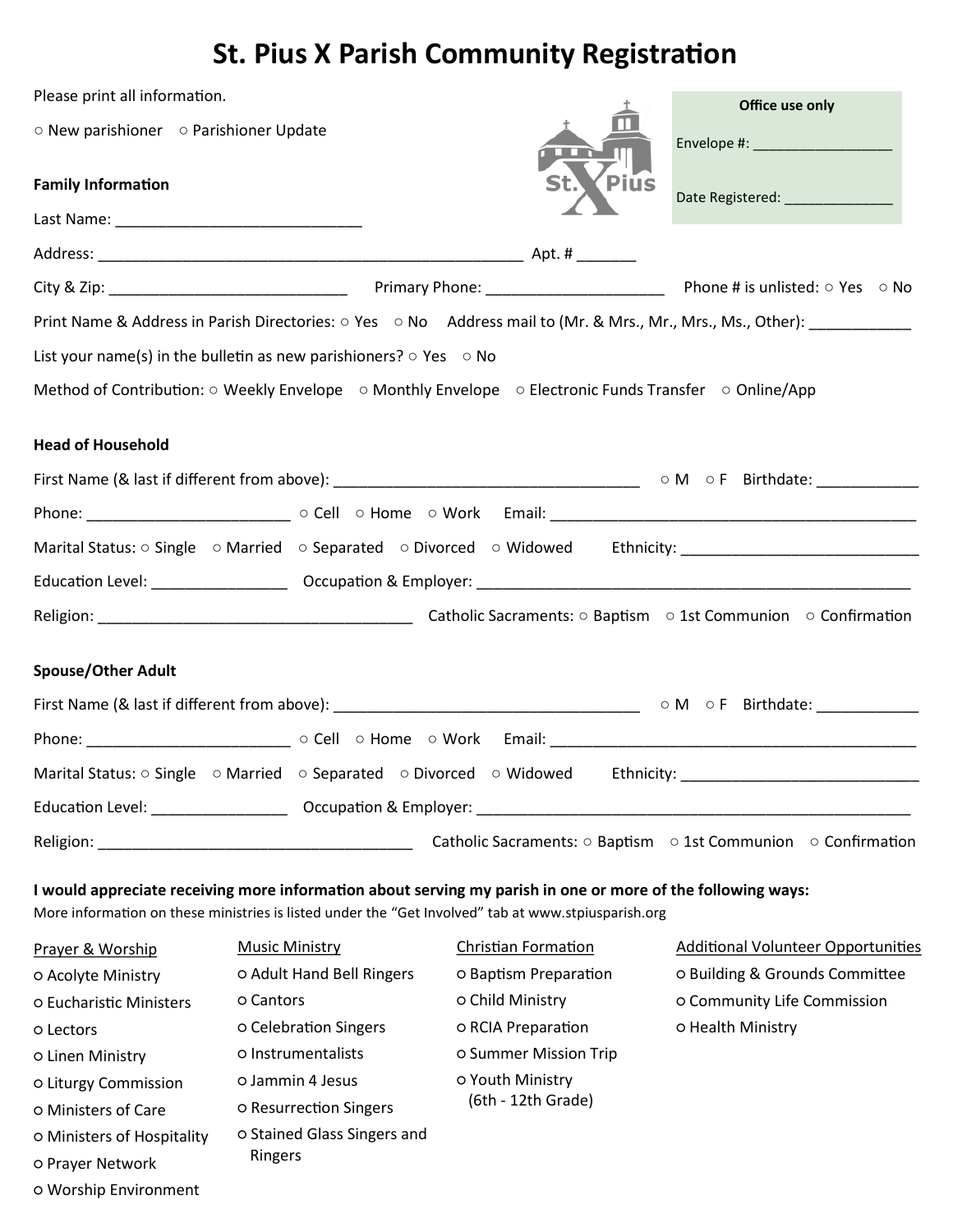# St. Pius X Parish Community Registration

Please print all information.

○ New parishioner ○ Parishioner Update

**Office use only**

Envelope #: __________________

Date Registered: ______________

**Family Information**

Last Name: _____________________________

Address: __________________________________________________ Apt. # _______

City & Zip: ____________________________ Primary Phone: _____________________ Phone # is unlisted: ○ Yes ○ No

Print Name & Address in Parish Directories: ○ Yes ○ No Address mail to (Mr. & Mrs., Mr., Mrs., Ms., Other): ___________

List your name(s) in the bulletin as new parishioners? ○ Yes ○ No

Method of Contribution: ○ Weekly Envelope ○ Monthly Envelope ○ Electronic Funds Transfer ○ Online/App

**Head of Household**

First Name (& last if different from above): ____________________________________ ○ M ○ F Birthdate: ____________

Phone: ________________________ ○ Cell ○ Home ○ Work Email: ____________________________________________

Marital Status: ○ Single ○ Married ○ Separated ○ Divorced ○ Widowed Ethnicity: ____________________________

Education Level: ________________ Occupation & Employer: ___________________________________________________

Religion: _____________________________________ Catholic Sacraments: ○ Baptism ○ 1st Communion ○ Confirmation

**Spouse/Other Adult**

First Name (& last if different from above): ____________________________________ ○ M ○ F Birthdate: ____________

Phone: ________________________ ○ Cell ○ Home ○ Work Email: ____________________________________________

Marital Status: ○ Single ○ Married ○ Separated ○ Divorced ○ Widowed Ethnicity: ____________________________

Education Level: ________________ Occupation & Employer: ___________________________________________________

Religion: _____________________________________ Catholic Sacraments: ○ Baptism ○ 1st Communion ○ Confirmation

**I would appreciate receiving more information about serving my parish in one or more of the following ways:**

More information on these ministries is listed under the "Get Involved" tab at www.stpiusparish.org

Prayer & Worship
- ○ Acolyte Ministry
- ○ Eucharistic Ministers
- ○ Lectors
- ○ Linen Ministry
- ○ Liturgy Commission
- ○ Ministers of Care
- ○ Ministers of Hospitality
- ○ Prayer Network
- ○ Worship Environment

Music Ministry
- ○ Adult Hand Bell Ringers
- ○ Cantors
- ○ Celebration Singers
- ○ Instrumentalists
- ○ Jammin 4 Jesus
- ○ Resurrection Singers
- ○ Stained Glass Singers and Ringers

Christian Formation
- ○ Baptism Preparation
- ○ Child Ministry
- ○ RCIA Preparation
- ○ Summer Mission Trip
- ○ Youth Ministry (6th - 12th Grade)

Additional Volunteer Opportunities
- ○ Building & Grounds Committee
- ○ Community Life Commission
- ○ Health Ministry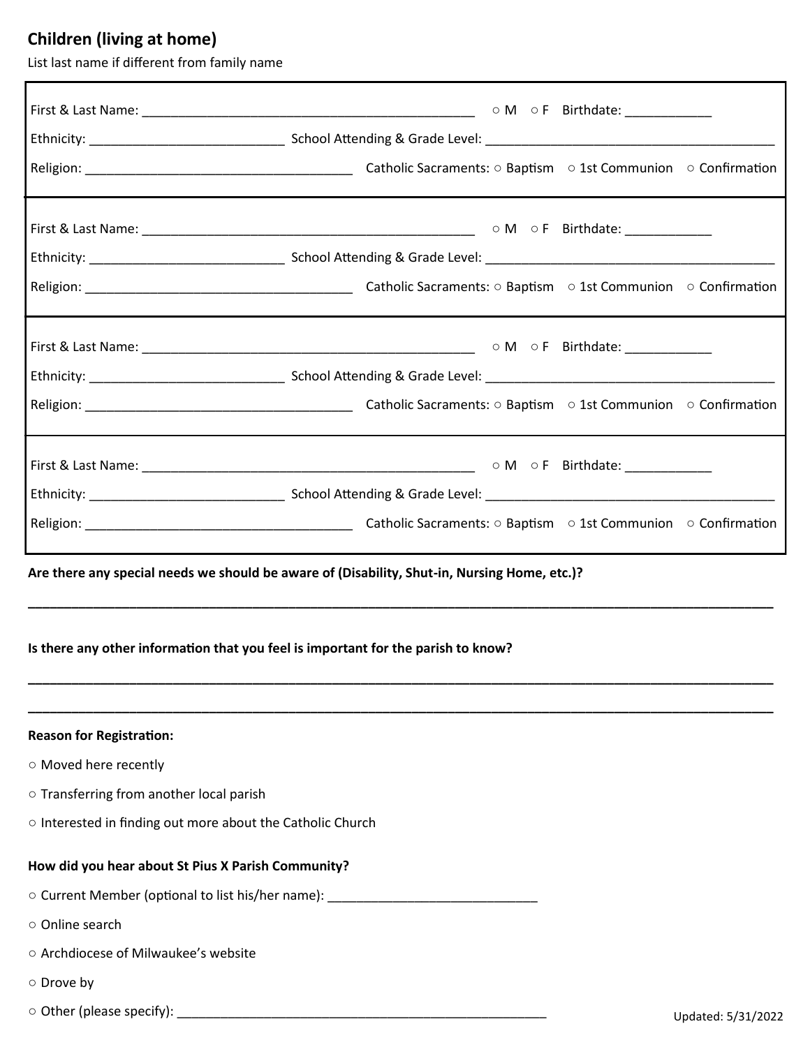## Children (living at home)

List last name if different from family name

First & Last Name: ______________________________________________ ○ M ○ F Birthdate: ____________

Ethnicity: ___________________________ School Attending & Grade Level: _________________________________________

Religion: _____________________________________ Catholic Sacraments: ○ Baptism ○ 1st Communion ○ Confirmation

---

First & Last Name: ______________________________________________ ○ M ○ F Birthdate: ____________

Ethnicity: ___________________________ School Attending & Grade Level: _________________________________________

Religion: _____________________________________ Catholic Sacraments: ○ Baptism ○ 1st Communion ○ Confirmation

---

First & Last Name: ______________________________________________ ○ M ○ F Birthdate: ____________

Ethnicity: ___________________________ School Attending & Grade Level: _________________________________________

Religion: _____________________________________ Catholic Sacraments: ○ Baptism ○ 1st Communion ○ Confirmation

---

First & Last Name: ______________________________________________ ○ M ○ F Birthdate: ____________

Ethnicity: ___________________________ School Attending & Grade Level: _________________________________________

Religion: _____________________________________ Catholic Sacraments: ○ Baptism ○ 1st Communion ○ Confirmation

---

**Are there any special needs we should be aware of (Disability, Shut-in, Nursing Home, etc.)?**

______________________________________________________________________________________________

**Is there any other information that you feel is important for the parish to know?**

______________________________________________________________________________________________

______________________________________________________________________________________________

**Reason for Registration:**

○ Moved here recently

○ Transferring from another local parish

○ Interested in finding out more about the Catholic Church

**How did you hear about St Pius X Parish Community?**

○ Current Member (optional to list his/her name): _____________________________

○ Online search

○ Archdiocese of Milwaukee's website

○ Drove by

○ Other (please specify): _____________________________________________________

Updated: 5/31/2022